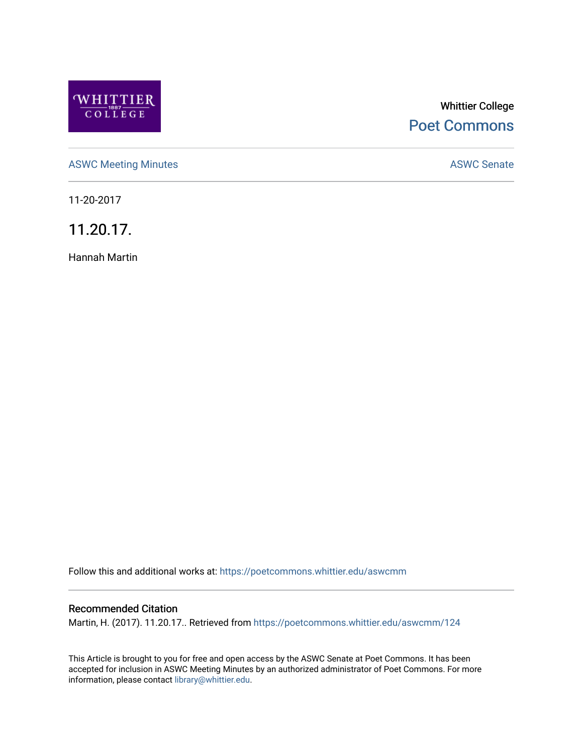Whittier College

Poet Commons

ASWC Meeting Minutes

ASWC Senate

11-20-2017

# 11.20.17.

Hannah Martin

Follow this and additional works at: https://poetcommons.whittier.edu/aswcmm

## Recommended Citation

Martin, H. (2017). 11.20.17.. Retrieved from https://poetcommons.whittier.edu/aswcmm/124

This Article is brought to you for free and open access by the ASWC Senate at Poet Commons. It has been accepted for inclusion in ASWC Meeting Minutes by an authorized administrator of Poet Commons. For more information, please contact library@whittier.edu.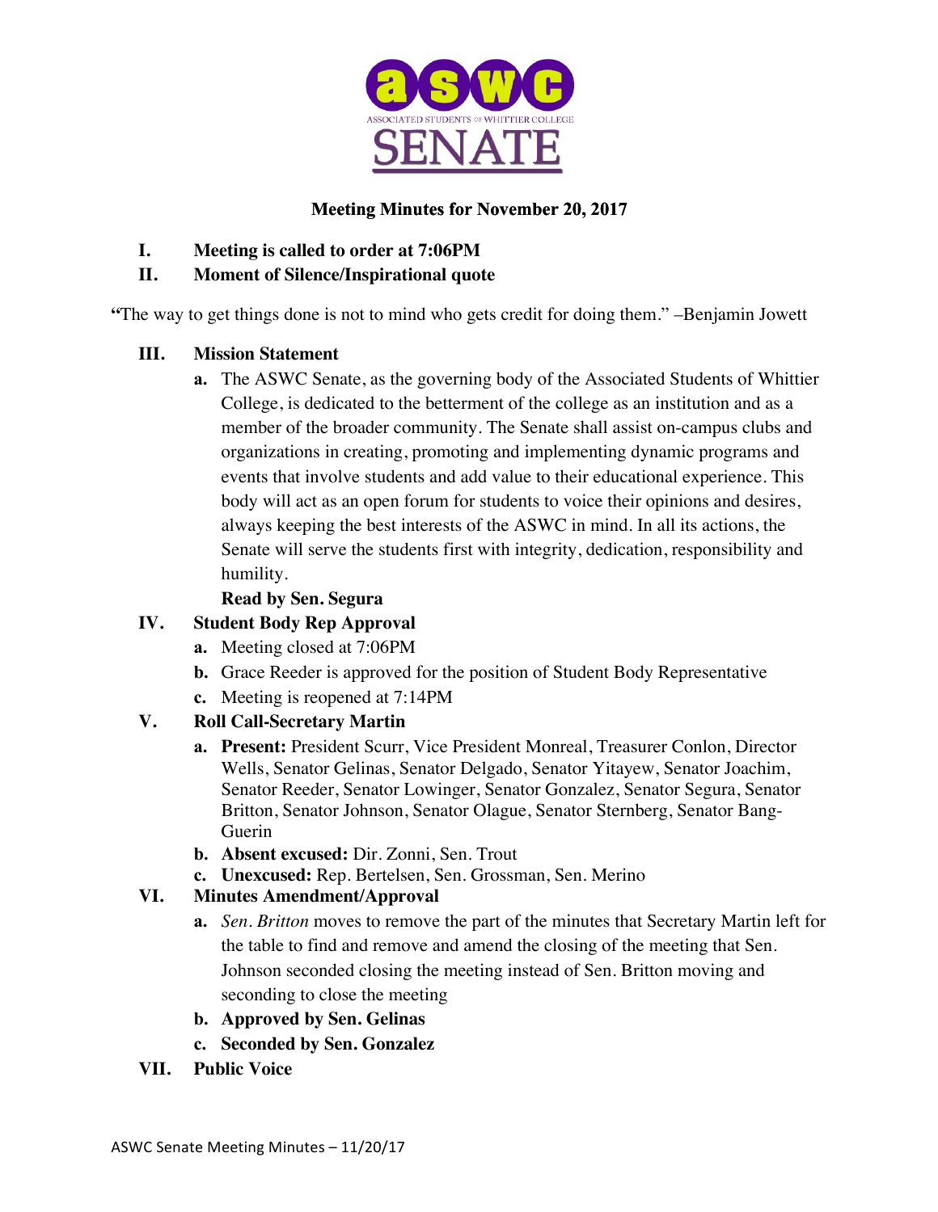**ASSOCIATED STUDENTS OF WHITTIER COLLEGE SENATE**

**Meeting Minutes for November 20, 2017**

I. **Meeting is called to order at 7:06PM**

II. **Moment of Silence/Inspirational quote**

"The way to get things done is not to mind who gets credit for doing them." –Benjamin Jowett

III. **Mission Statement**

   a. The ASWC Senate, as the governing body of the Associated Students of Whittier College, is dedicated to the betterment of the college as an institution and as a member of the broader community. The Senate shall assist on-campus clubs and organizations in creating, promoting and implementing dynamic programs and events that involve students and add value to their educational experience. This body will act as an open forum for students to voice their opinions and desires, always keeping the best interests of the ASWC in mind. In all its actions, the Senate will serve the students first with integrity, dedication, responsibility and humility.

   **Read by Sen. Segura**

IV. **Student Body Rep Approval**

   a. Meeting closed at 7:06PM
   b. Grace Reeder is approved for the position of Student Body Representative
   c. Meeting is reopened at 7:14PM

V. **Roll Call-Secretary Martin**

   a. **Present:** President Scurr, Vice President Monreal, Treasurer Conlon, Director Wells, Senator Gelinas, Senator Delgado, Senator Yitayew, Senator Joachim, Senator Reeder, Senator Lowinger, Senator Gonzalez, Senator Segura, Senator Britton, Senator Johnson, Senator Olague, Senator Sternberg, Senator Bang-Guerin
   b. **Absent excused:** Dir. Zonni, Sen. Trout
   c. **Unexcused:** Rep. Bertelsen, Sen. Grossman, Sen. Merino

VI. **Minutes Amendment/Approval**

   a. *Sen. Britton* moves to remove the part of the minutes that Secretary Martin left for the table to find and remove and amend the closing of the meeting that Sen. Johnson seconded closing the meeting instead of Sen. Britton moving and seconding to close the meeting
   b. **Approved by Sen. Gelinas**
   c. **Seconded by Sen. Gonzalez**

VII. **Public Voice**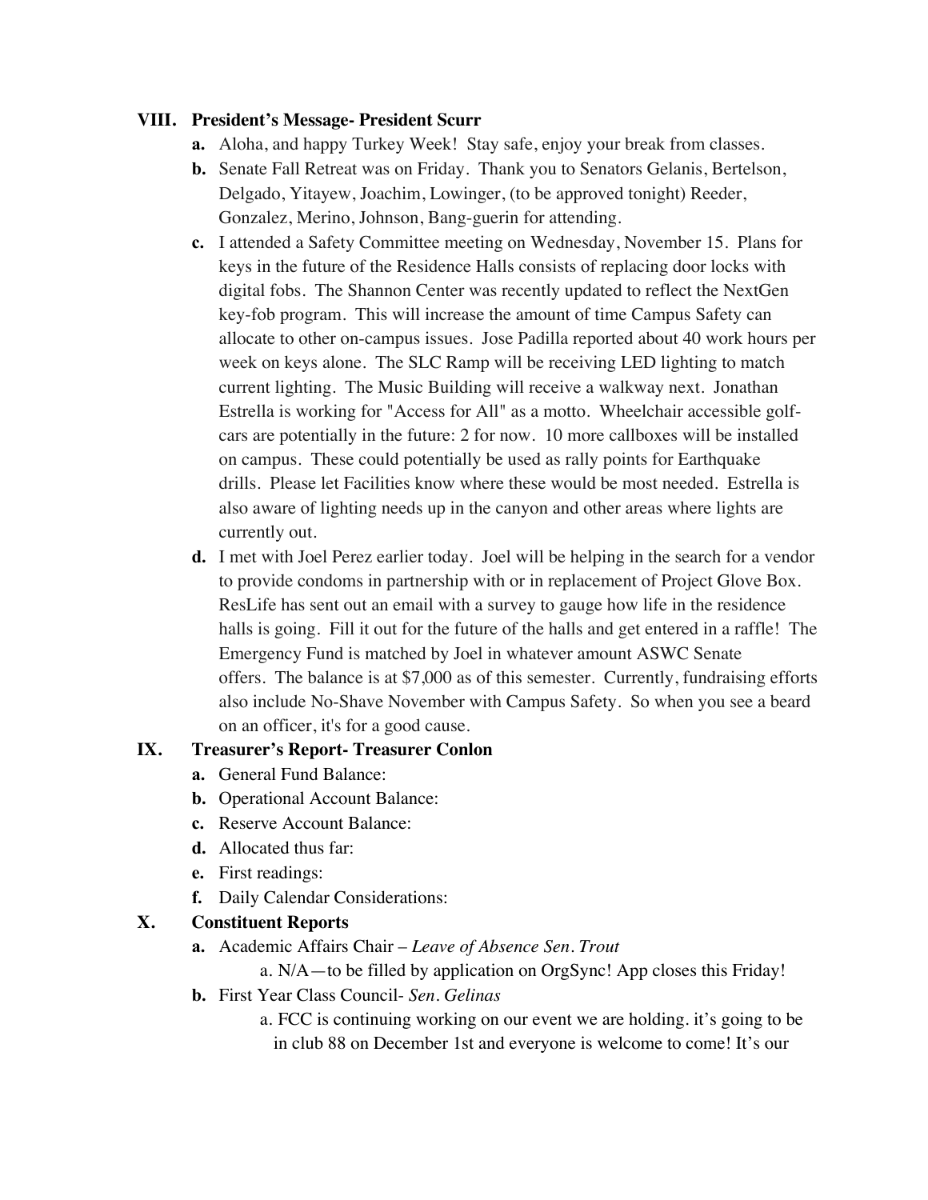### VIII. President's Message- President Scurr

- **a.** Aloha, and happy Turkey Week! Stay safe, enjoy your break from classes.
- **b.** Senate Fall Retreat was on Friday. Thank you to Senators Gelanis, Bertelson, Delgado, Yitayew, Joachim, Lowinger, (to be approved tonight) Reeder, Gonzalez, Merino, Johnson, Bang-guerin for attending.
- **c.** I attended a Safety Committee meeting on Wednesday, November 15. Plans for keys in the future of the Residence Halls consists of replacing door locks with digital fobs. The Shannon Center was recently updated to reflect the NextGen key-fob program. This will increase the amount of time Campus Safety can allocate to other on-campus issues. Jose Padilla reported about 40 work hours per week on keys alone. The SLC Ramp will be receiving LED lighting to match current lighting. The Music Building will receive a walkway next. Jonathan Estrella is working for "Access for All" as a motto. Wheelchair accessible golf-cars are potentially in the future: 2 for now. 10 more callboxes will be installed on campus. These could potentially be used as rally points for Earthquake drills. Please let Facilities know where these would be most needed. Estrella is also aware of lighting needs up in the canyon and other areas where lights are currently out.
- **d.** I met with Joel Perez earlier today. Joel will be helping in the search for a vendor to provide condoms in partnership with or in replacement of Project Glove Box. ResLife has sent out an email with a survey to gauge how life in the residence halls is going. Fill it out for the future of the halls and get entered in a raffle! The Emergency Fund is matched by Joel in whatever amount ASWC Senate offers. The balance is at $7,000 as of this semester. Currently, fundraising efforts also include No-Shave November with Campus Safety. So when you see a beard on an officer, it's for a good cause.

### IX. Treasurer's Report- Treasurer Conlon

- **a.** General Fund Balance:
- **b.** Operational Account Balance:
- **c.** Reserve Account Balance:
- **d.** Allocated thus far:
- **e.** First readings:
- **f.** Daily Calendar Considerations:

### X. Constituent Reports

- **a.** Academic Affairs Chair – *Leave of Absence Sen. Trout*
  - a. N/A—to be filled by application on OrgSync! App closes this Friday!
- **b.** First Year Class Council- *Sen. Gelinas*
  - a. FCC is continuing working on our event we are holding. it's going to be in club 88 on December 1st and everyone is welcome to come! It's our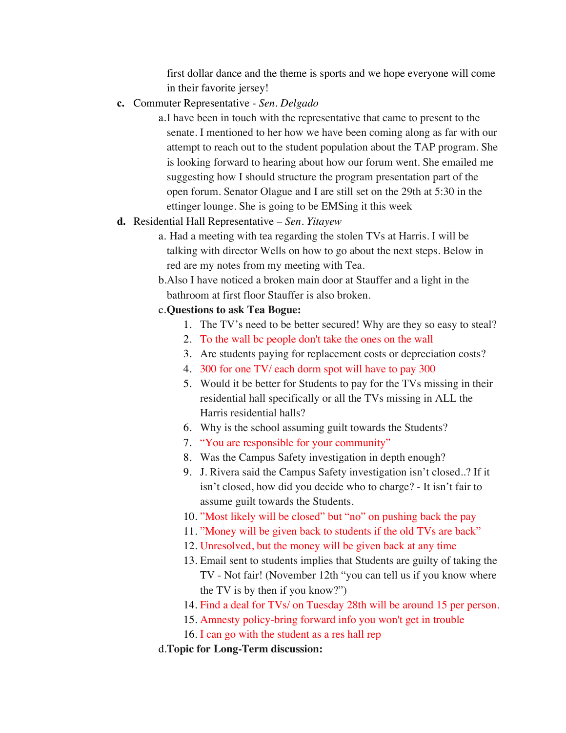first dollar dance and the theme is sports and we hope everyone will come in their favorite jersey!

c. Commuter Representative - *Sen. Delgado*

   a. I have been in touch with the representative that came to present to the senate. I mentioned to her how we have been coming along as far with our attempt to reach out to the student population about the TAP program. She is looking forward to hearing about how our forum went. She emailed me suggesting how I should structure the program presentation part of the open forum. Senator Olague and I are still set on the 29th at 5:30 in the ettinger lounge. She is going to be EMSing it this week

d. Residential Hall Representative – *Sen. Yitayew*

   a. Had a meeting with tea regarding the stolen TVs at Harris. I will be talking with director Wells on how to go about the next steps. Below in red are my notes from my meeting with Tea.

   b. Also I have noticed a broken main door at Stauffer and a light in the bathroom at first floor Stauffer is also broken.

   c. **Questions to ask Tea Bogue:**

      1. The TV's need to be better secured! Why are they so easy to steal?
      2. To the wall bc people don't take the ones on the wall
      3. Are students paying for replacement costs or depreciation costs?
      4. 300 for one TV/ each dorm spot will have to pay 300
      5. Would it be better for Students to pay for the TVs missing in their residential hall specifically or all the TVs missing in ALL the Harris residential halls?
      6. Why is the school assuming guilt towards the Students?
      7. "You are responsible for your community"
      8. Was the Campus Safety investigation in depth enough?
      9. J. Rivera said the Campus Safety investigation isn't closed..? If it isn't closed, how did you decide who to charge? - It isn't fair to assume guilt towards the Students.
      10. "Most likely will be closed" but "no" on pushing back the pay
      11. "Money will be given back to students if the old TVs are back"
      12. Unresolved, but the money will be given back at any time
      13. Email sent to students implies that Students are guilty of taking the TV - Not fair! (November 12th "you can tell us if you know where the TV is by then if you know?")
      14. Find a deal for TVs/ on Tuesday 28th will be around 15 per person.
      15. Amnesty policy-bring forward info you won't get in trouble
      16. I can go with the student as a res hall rep

   d. **Topic for Long-Term discussion:**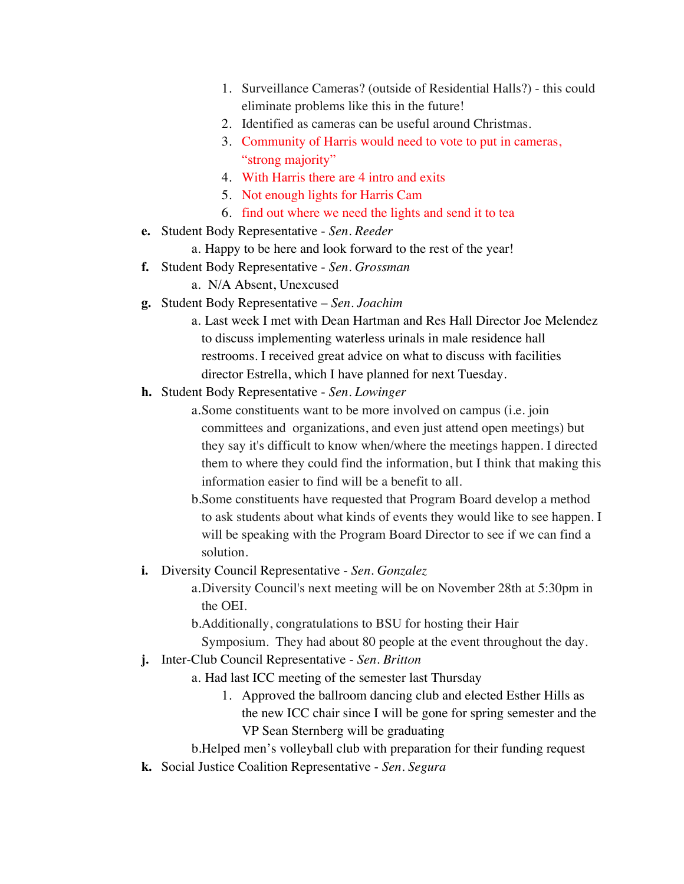1. Surveillance Cameras? (outside of Residential Halls?) - this could eliminate problems like this in the future!
2. Identified as cameras can be useful around Christmas.
3. Community of Harris would need to vote to put in cameras, "strong majority"
4. With Harris there are 4 intro and exits
5. Not enough lights for Harris Cam
6. find out where we need the lights and send it to tea

**e.** Student Body Representative - *Sen. Reeder*

   a. Happy to be here and look forward to the rest of the year!

**f.** Student Body Representative - *Sen. Grossman*

   a. N/A Absent, Unexcused

**g.** Student Body Representative – *Sen. Joachim*

   a. Last week I met with Dean Hartman and Res Hall Director Joe Melendez to discuss implementing waterless urinals in male residence hall restrooms. I received great advice on what to discuss with facilities director Estrella, which I have planned for next Tuesday.

**h.** Student Body Representative - *Sen. Lowinger*

   a. Some constituents want to be more involved on campus (i.e. join committees and organizations, and even just attend open meetings) but they say it's difficult to know when/where the meetings happen. I directed them to where they could find the information, but I think that making this information easier to find will be a benefit to all.

   b. Some constituents have requested that Program Board develop a method to ask students about what kinds of events they would like to see happen. I will be speaking with the Program Board Director to see if we can find a solution.

**i.** Diversity Council Representative - *Sen. Gonzalez*

   a. Diversity Council's next meeting will be on November 28th at 5:30pm in the OEI.

   b. Additionally, congratulations to BSU for hosting their Hair Symposium. They had about 80 people at the event throughout the day.

**j.** Inter-Club Council Representative - *Sen. Britton*

   a. Had last ICC meeting of the semester last Thursday

      1. Approved the ballroom dancing club and elected Esther Hills as the new ICC chair since I will be gone for spring semester and the VP Sean Sternberg will be graduating

   b. Helped men's volleyball club with preparation for their funding request

**k.** Social Justice Coalition Representative - *Sen. Segura*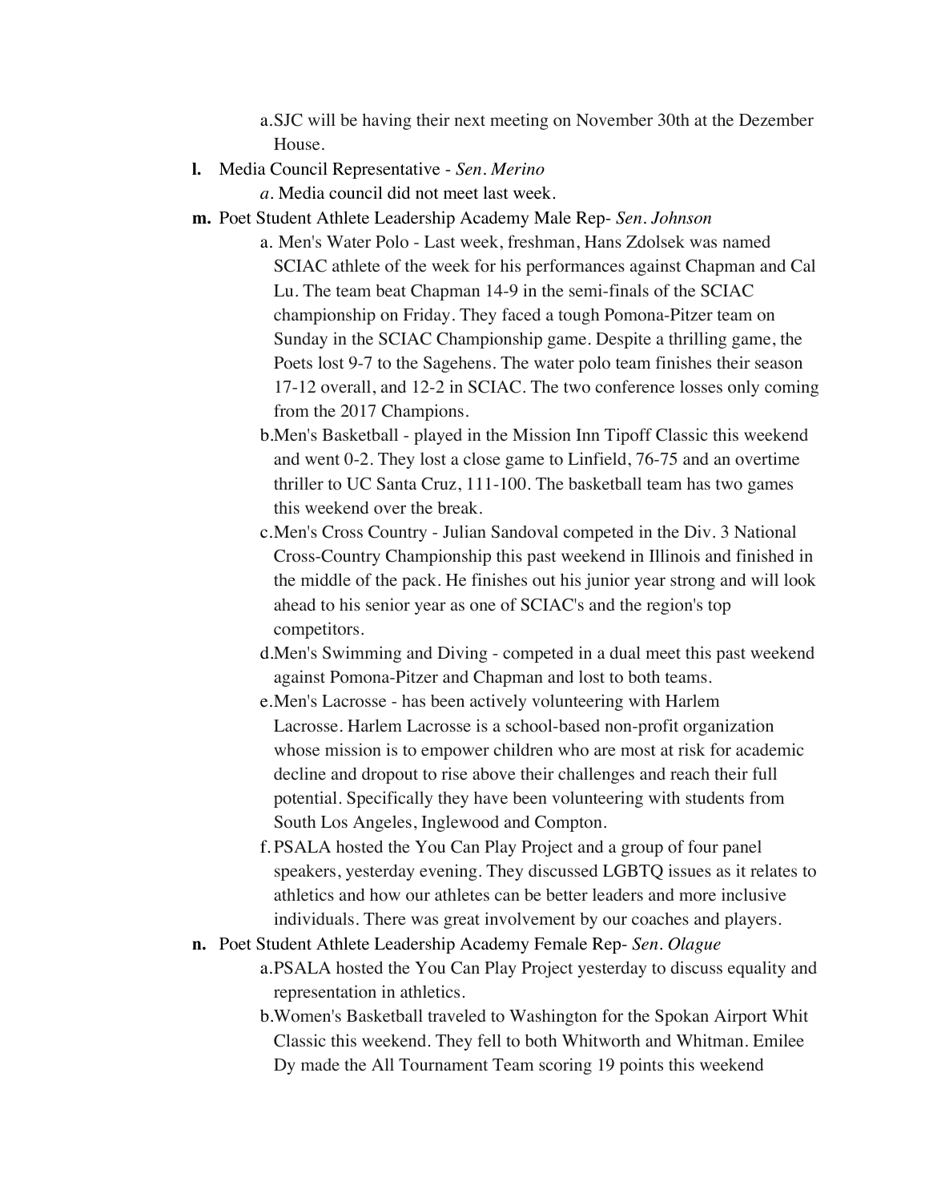a. SJC will be having their next meeting on November 30th at the Dezember House.

**l.** Media Council Representative - *Sen. Merino*

*a*. Media council did not meet last week.

**m.** Poet Student Athlete Leadership Academy Male Rep- *Sen. Johnson*

a. Men's Water Polo - Last week, freshman, Hans Zdolsek was named SCIAC athlete of the week for his performances against Chapman and Cal Lu. The team beat Chapman 14-9 in the semi-finals of the SCIAC championship on Friday. They faced a tough Pomona-Pitzer team on Sunday in the SCIAC Championship game. Despite a thrilling game, the Poets lost 9-7 to the Sagehens. The water polo team finishes their season 17-12 overall, and 12-2 in SCIAC. The two conference losses only coming from the 2017 Champions.

b. Men's Basketball - played in the Mission Inn Tipoff Classic this weekend and went 0-2. They lost a close game to Linfield, 76-75 and an overtime thriller to UC Santa Cruz, 111-100. The basketball team has two games this weekend over the break.

c. Men's Cross Country - Julian Sandoval competed in the Div. 3 National Cross-Country Championship this past weekend in Illinois and finished in the middle of the pack. He finishes out his junior year strong and will look ahead to his senior year as one of SCIAC's and the region's top competitors.

d. Men's Swimming and Diving - competed in a dual meet this past weekend against Pomona-Pitzer and Chapman and lost to both teams.

e. Men's Lacrosse - has been actively volunteering with Harlem Lacrosse. Harlem Lacrosse is a school-based non-profit organization whose mission is to empower children who are most at risk for academic decline and dropout to rise above their challenges and reach their full potential. Specifically they have been volunteering with students from South Los Angeles, Inglewood and Compton.

f. PSALA hosted the You Can Play Project and a group of four panel speakers, yesterday evening. They discussed LGBTQ issues as it relates to athletics and how our athletes can be better leaders and more inclusive individuals. There was great involvement by our coaches and players.

**n.** Poet Student Athlete Leadership Academy Female Rep- *Sen. Olague*

a. PSALA hosted the You Can Play Project yesterday to discuss equality and representation in athletics.

b. Women's Basketball traveled to Washington for the Spokan Airport Whit Classic this weekend. They fell to both Whitworth and Whitman. Emilee Dy made the All Tournament Team scoring 19 points this weekend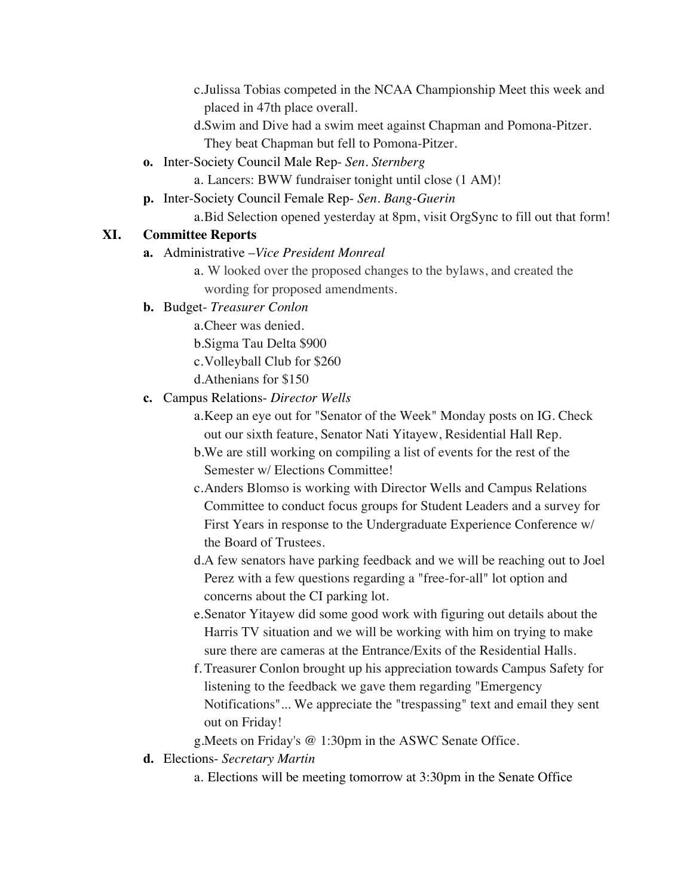c. Julissa Tobias competed in the NCAA Championship Meet this week and placed in 47th place overall.

d. Swim and Dive had a swim meet against Chapman and Pomona-Pitzer. They beat Chapman but fell to Pomona-Pitzer.

**o.** Inter-Society Council Male Rep- *Sen. Sternberg*

a. Lancers: BWW fundraiser tonight until close (1 AM)!

**p.** Inter-Society Council Female Rep- *Sen. Bang-Guerin*

a. Bid Selection opened yesterday at 8pm, visit OrgSync to fill out that form!

## XI. Committee Reports

**a.** Administrative –*Vice President Monreal*

a. W looked over the proposed changes to the bylaws, and created the wording for proposed amendments.

**b.** Budget- *Treasurer Conlon*

a. Cheer was denied.

b. Sigma Tau Delta $900

c. Volleyball Club for $260

d. Athenians for $150

**c.** Campus Relations- *Director Wells*

a. Keep an eye out for "Senator of the Week" Monday posts on IG. Check out our sixth feature, Senator Nati Yitayew, Residential Hall Rep.

b. We are still working on compiling a list of events for the rest of the Semester w/ Elections Committee!

c. Anders Blomso is working with Director Wells and Campus Relations Committee to conduct focus groups for Student Leaders and a survey for First Years in response to the Undergraduate Experience Conference w/ the Board of Trustees.

d. A few senators have parking feedback and we will be reaching out to Joel Perez with a few questions regarding a "free-for-all" lot option and concerns about the CI parking lot.

e. Senator Yitayew did some good work with figuring out details about the Harris TV situation and we will be working with him on trying to make sure there are cameras at the Entrance/Exits of the Residential Halls.

f. Treasurer Conlon brought up his appreciation towards Campus Safety for listening to the feedback we gave them regarding "Emergency Notifications"... We appreciate the "trespassing" text and email they sent out on Friday!

g. Meets on Friday's @ 1:30pm in the ASWC Senate Office.

**d.** Elections- *Secretary Martin*

a. Elections will be meeting tomorrow at 3:30pm in the Senate Office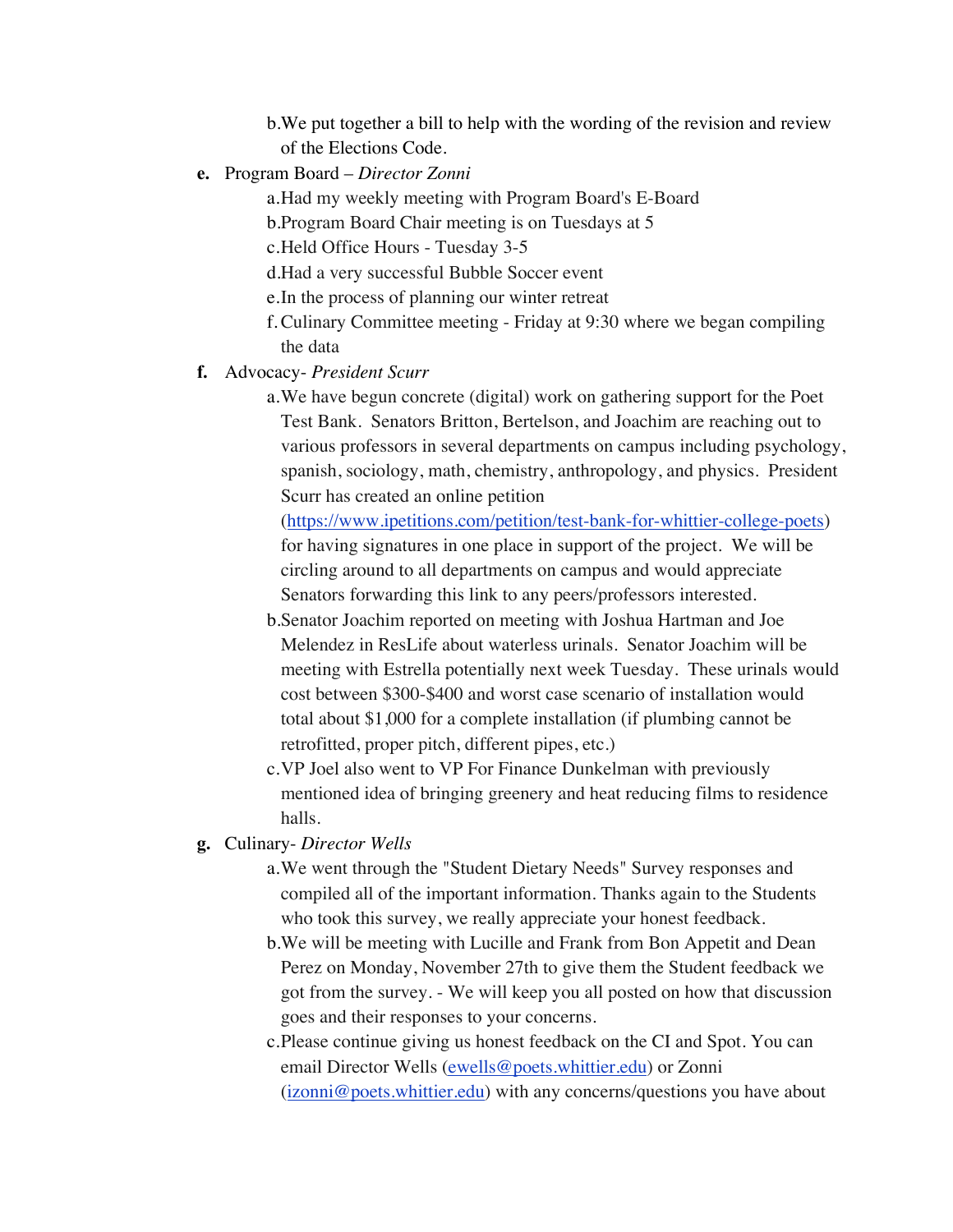b. We put together a bill to help with the wording of the revision and review of the Elections Code.

**e.** Program Board – *Director Zonni*

a. Had my weekly meeting with Program Board's E-Board

b. Program Board Chair meeting is on Tuesdays at 5

c. Held Office Hours - Tuesday 3-5

d. Had a very successful Bubble Soccer event

e. In the process of planning our winter retreat

f. Culinary Committee meeting - Friday at 9:30 where we began compiling the data

**f.** Advocacy- *President Scurr*

a. We have begun concrete (digital) work on gathering support for the Poet Test Bank. Senators Britton, Bertelson, and Joachim are reaching out to various professors in several departments on campus including psychology, spanish, sociology, math, chemistry, anthropology, and physics. President Scurr has created an online petition (https://www.ipetitions.com/petition/test-bank-for-whittier-college-poets) for having signatures in one place in support of the project. We will be circling around to all departments on campus and would appreciate Senators forwarding this link to any peers/professors interested.

b. Senator Joachim reported on meeting with Joshua Hartman and Joe Melendez in ResLife about waterless urinals. Senator Joachim will be meeting with Estrella potentially next week Tuesday. These urinals would cost between $300-$400 and worst case scenario of installation would total about $1,000 for a complete installation (if plumbing cannot be retrofitted, proper pitch, different pipes, etc.)

c. VP Joel also went to VP For Finance Dunkelman with previously mentioned idea of bringing greenery and heat reducing films to residence halls.

**g.** Culinary- *Director Wells*

a. We went through the "Student Dietary Needs" Survey responses and compiled all of the important information. Thanks again to the Students who took this survey, we really appreciate your honest feedback.

b. We will be meeting with Lucille and Frank from Bon Appetit and Dean Perez on Monday, November 27th to give them the Student feedback we got from the survey. - We will keep you all posted on how that discussion goes and their responses to your concerns.

c. Please continue giving us honest feedback on the CI and Spot. You can email Director Wells (ewells@poets.whittier.edu) or Zonni (izonni@poets.whittier.edu) with any concerns/questions you have about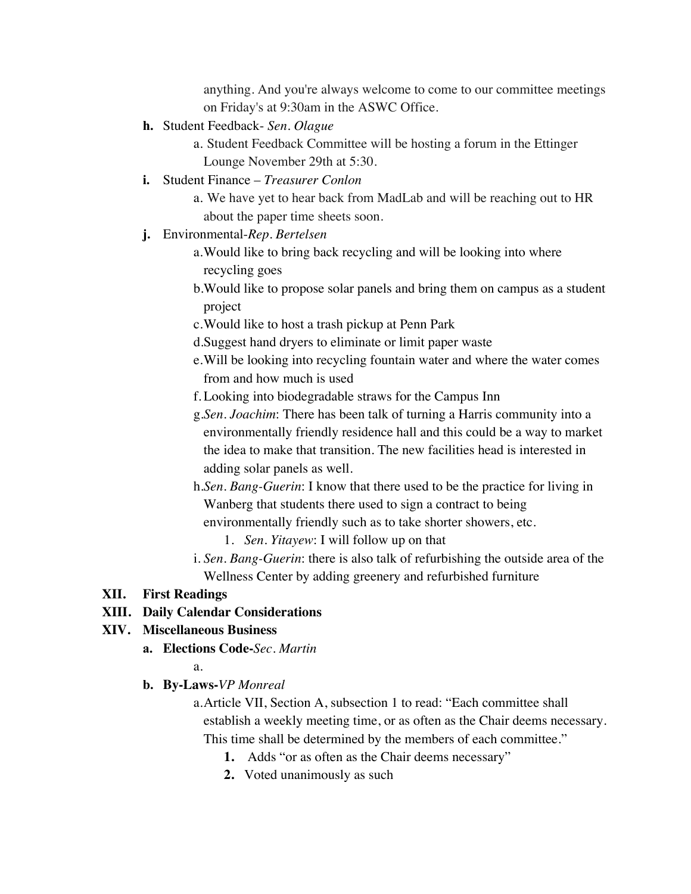anything. And you're always welcome to come to our committee meetings on Friday's at 9:30am in the ASWC Office.

- **h.** Student Feedback- *Sen. Olague*
  - a. Student Feedback Committee will be hosting a forum in the Ettinger Lounge November 29th at 5:30.
- **i.** Student Finance – *Treasurer Conlon*
  - a. We have yet to hear back from MadLab and will be reaching out to HR about the paper time sheets soon.
- **j.** Environmental-*Rep. Bertelsen*
  - a. Would like to bring back recycling and will be looking into where recycling goes
  - b. Would like to propose solar panels and bring them on campus as a student project
  - c. Would like to host a trash pickup at Penn Park
  - d. Suggest hand dryers to eliminate or limit paper waste
  - e. Will be looking into recycling fountain water and where the water comes from and how much is used
  - f. Looking into biodegradable straws for the Campus Inn
  - g. *Sen. Joachim*: There has been talk of turning a Harris community into a environmentally friendly residence hall and this could be a way to market the idea to make that transition. The new facilities head is interested in adding solar panels as well.
  - h. *Sen. Bang-Guerin*: I know that there used to be the practice for living in Wanberg that students there used to sign a contract to being environmentally friendly such as to take shorter showers, etc.
    1. *Sen. Yitayew*: I will follow up on that
  - i. *Sen. Bang-Guerin*: there is also talk of refurbishing the outside area of the Wellness Center by adding greenery and refurbished furniture

**XII. First Readings**

**XIII. Daily Calendar Considerations**

**XIV. Miscellaneous Business**

- **a. Elections Code-***Sec. Martin*
  - a.
- **b. By-Laws-***VP Monreal*
  - a. Article VII, Section A, subsection 1 to read: "Each committee shall establish a weekly meeting time, or as often as the Chair deems necessary. This time shall be determined by the members of each committee."
    1. Adds "or as often as the Chair deems necessary"
    2. Voted unanimously as such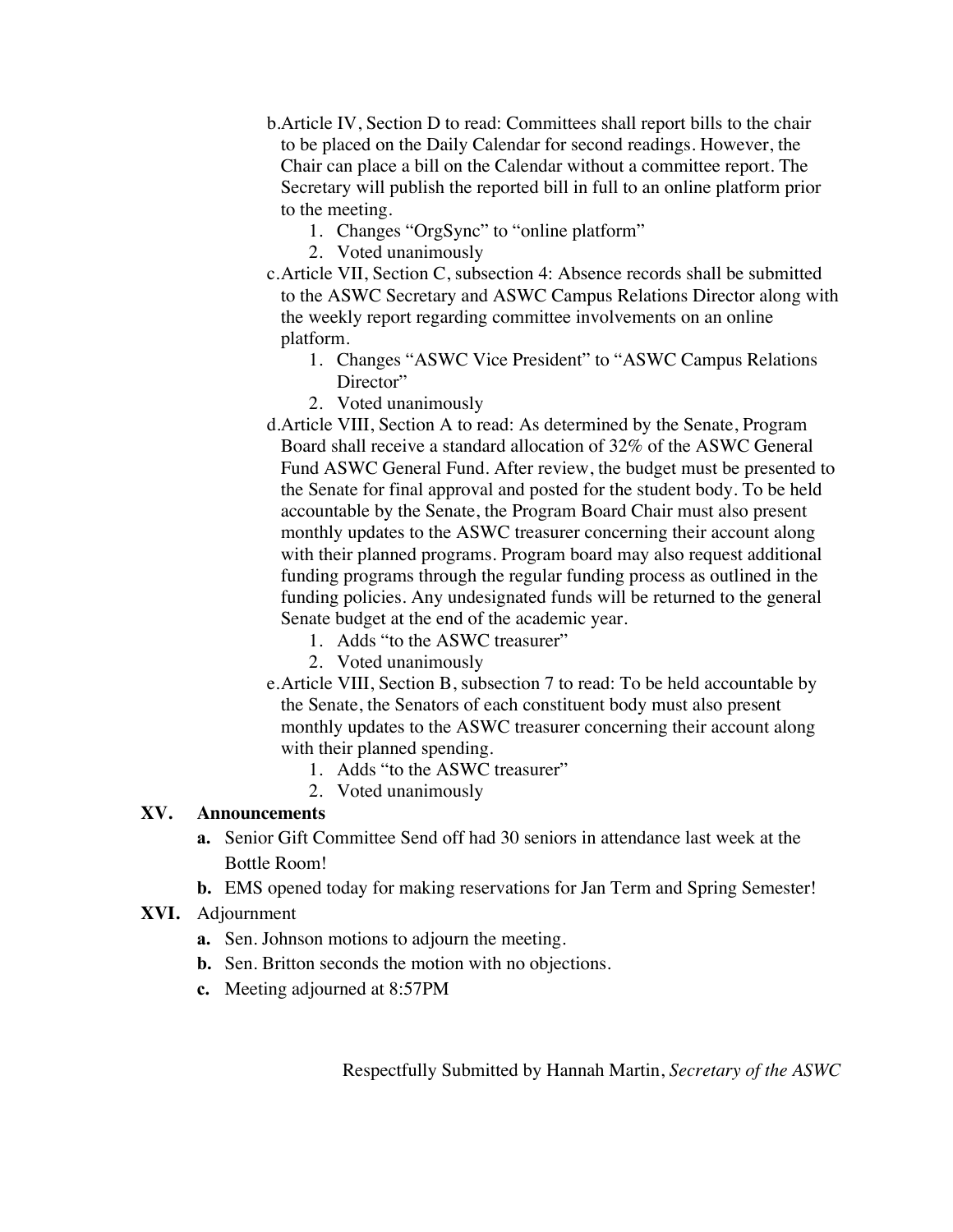b. Article IV, Section D to read: Committees shall report bills to the chair to be placed on the Daily Calendar for second readings. However, the Chair can place a bill on the Calendar without a committee report. The Secretary will publish the reported bill in full to an online platform prior to the meeting.
   1. Changes “OrgSync” to “online platform”
   2. Voted unanimously

c. Article VII, Section C, subsection 4: Absence records shall be submitted to the ASWC Secretary and ASWC Campus Relations Director along with the weekly report regarding committee involvements on an online platform.
   1. Changes “ASWC Vice President” to “ASWC Campus Relations Director”
   2. Voted unanimously

d. Article VIII, Section A to read: As determined by the Senate, Program Board shall receive a standard allocation of 32% of the ASWC General Fund ASWC General Fund. After review, the budget must be presented to the Senate for final approval and posted for the student body. To be held accountable by the Senate, the Program Board Chair must also present monthly updates to the ASWC treasurer concerning their account along with their planned programs. Program board may also request additional funding programs through the regular funding process as outlined in the funding policies. Any undesignated funds will be returned to the general Senate budget at the end of the academic year.
   1. Adds “to the ASWC treasurer”
   2. Voted unanimously

e. Article VIII, Section B, subsection 7 to read: To be held accountable by the Senate, the Senators of each constituent body must also present monthly updates to the ASWC treasurer concerning their account along with their planned spending.
   1. Adds “to the ASWC treasurer”
   2. Voted unanimously

**XV. Announcements**

- **a.** Senior Gift Committee Send off had 30 seniors in attendance last week at the Bottle Room!
- **b.** EMS opened today for making reservations for Jan Term and Spring Semester!

**XVI.** Adjournment

- **a.** Sen. Johnson motions to adjourn the meeting.
- **b.** Sen. Britton seconds the motion with no objections.
- **c.** Meeting adjourned at 8:57PM

Respectfully Submitted by Hannah Martin, *Secretary of the ASWC*